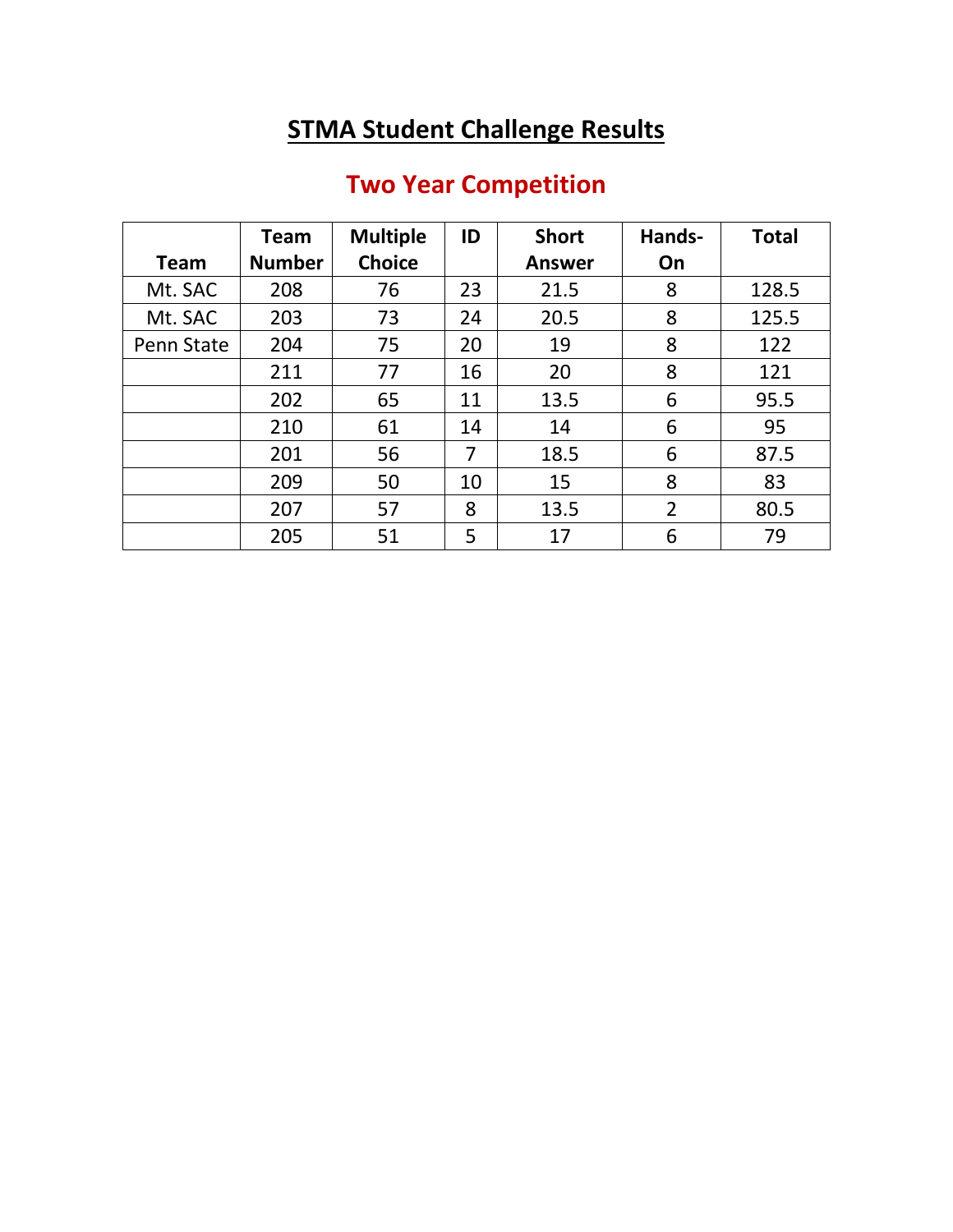# STMA Student Challenge Results

## Two Year Competition

| Team | Team Number | Multiple Choice | ID | Short Answer | Hands-On | Total |
|---|---|---|---|---|---|---|
| Mt. SAC | 208 | 76 | 23 | 21.5 | 8 | 128.5 |
| Mt. SAC | 203 | 73 | 24 | 20.5 | 8 | 125.5 |
| Penn State | 204 | 75 | 20 | 19 | 8 | 122 |
| | 211 | 77 | 16 | 20 | 8 | 121 |
| | 202 | 65 | 11 | 13.5 | 6 | 95.5 |
| | 210 | 61 | 14 | 14 | 6 | 95 |
| | 201 | 56 | 7 | 18.5 | 6 | 87.5 |
| | 209 | 50 | 10 | 15 | 8 | 83 |
| | 207 | 57 | 8 | 13.5 | 2 | 80.5 |
| | 205 | 51 | 5 | 17 | 6 | 79 |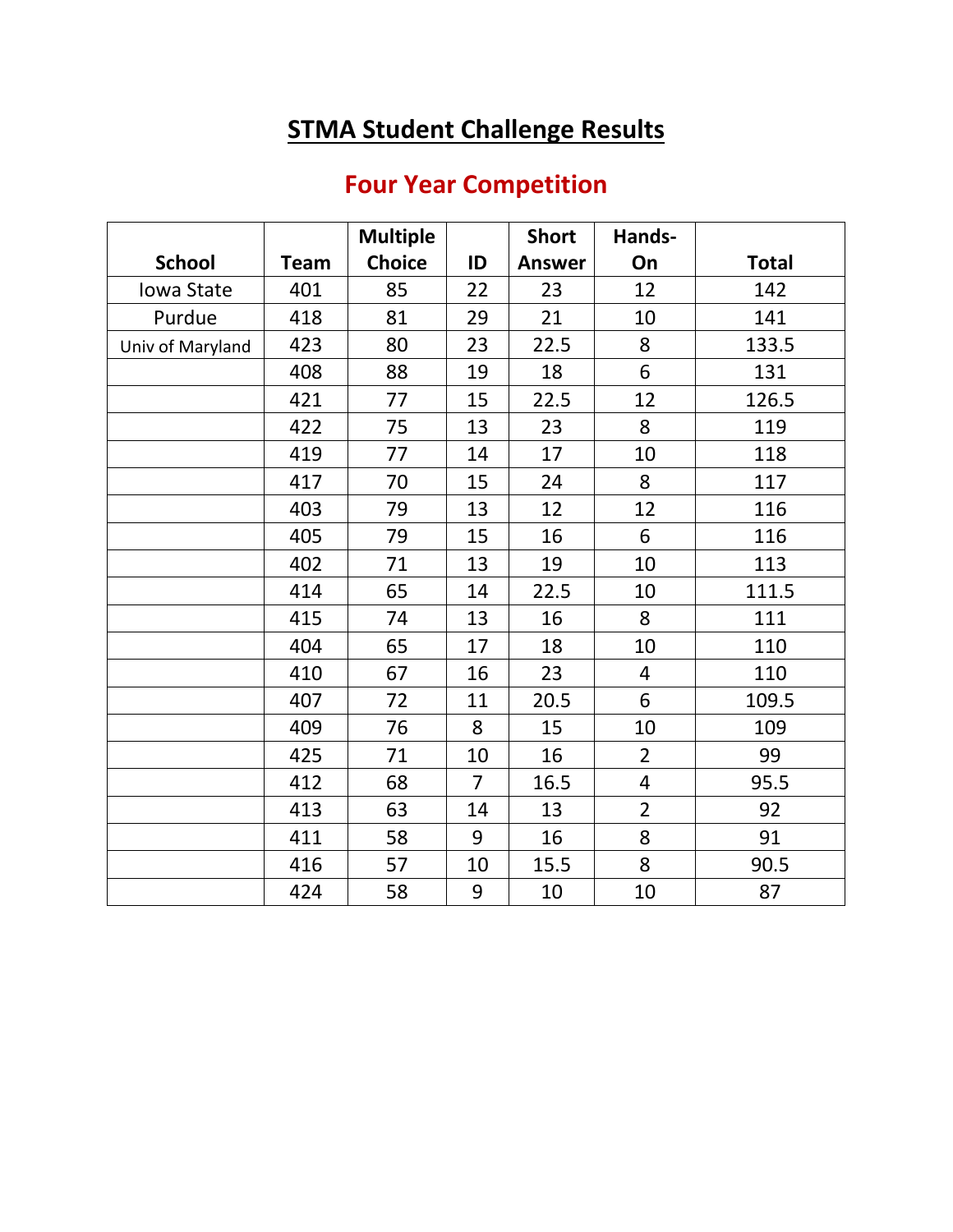# STMA Student Challenge Results

## Four Year Competition

| School | Team | Multiple Choice | ID | Short Answer | Hands-On | Total |
|---|---|---|---|---|---|---|
| Iowa State | 401 | 85 | 22 | 23 | 12 | 142 |
| Purdue | 418 | 81 | 29 | 21 | 10 | 141 |
| Univ of Maryland | 423 | 80 | 23 | 22.5 | 8 | 133.5 |
| | 408 | 88 | 19 | 18 | 6 | 131 |
| | 421 | 77 | 15 | 22.5 | 12 | 126.5 |
| | 422 | 75 | 13 | 23 | 8 | 119 |
| | 419 | 77 | 14 | 17 | 10 | 118 |
| | 417 | 70 | 15 | 24 | 8 | 117 |
| | 403 | 79 | 13 | 12 | 12 | 116 |
| | 405 | 79 | 15 | 16 | 6 | 116 |
| | 402 | 71 | 13 | 19 | 10 | 113 |
| | 414 | 65 | 14 | 22.5 | 10 | 111.5 |
| | 415 | 74 | 13 | 16 | 8 | 111 |
| | 404 | 65 | 17 | 18 | 10 | 110 |
| | 410 | 67 | 16 | 23 | 4 | 110 |
| | 407 | 72 | 11 | 20.5 | 6 | 109.5 |
| | 409 | 76 | 8 | 15 | 10 | 109 |
| | 425 | 71 | 10 | 16 | 2 | 99 |
| | 412 | 68 | 7 | 16.5 | 4 | 95.5 |
| | 413 | 63 | 14 | 13 | 2 | 92 |
| | 411 | 58 | 9 | 16 | 8 | 91 |
| | 416 | 57 | 10 | 15.5 | 8 | 90.5 |
| | 424 | 58 | 9 | 10 | 10 | 87 |